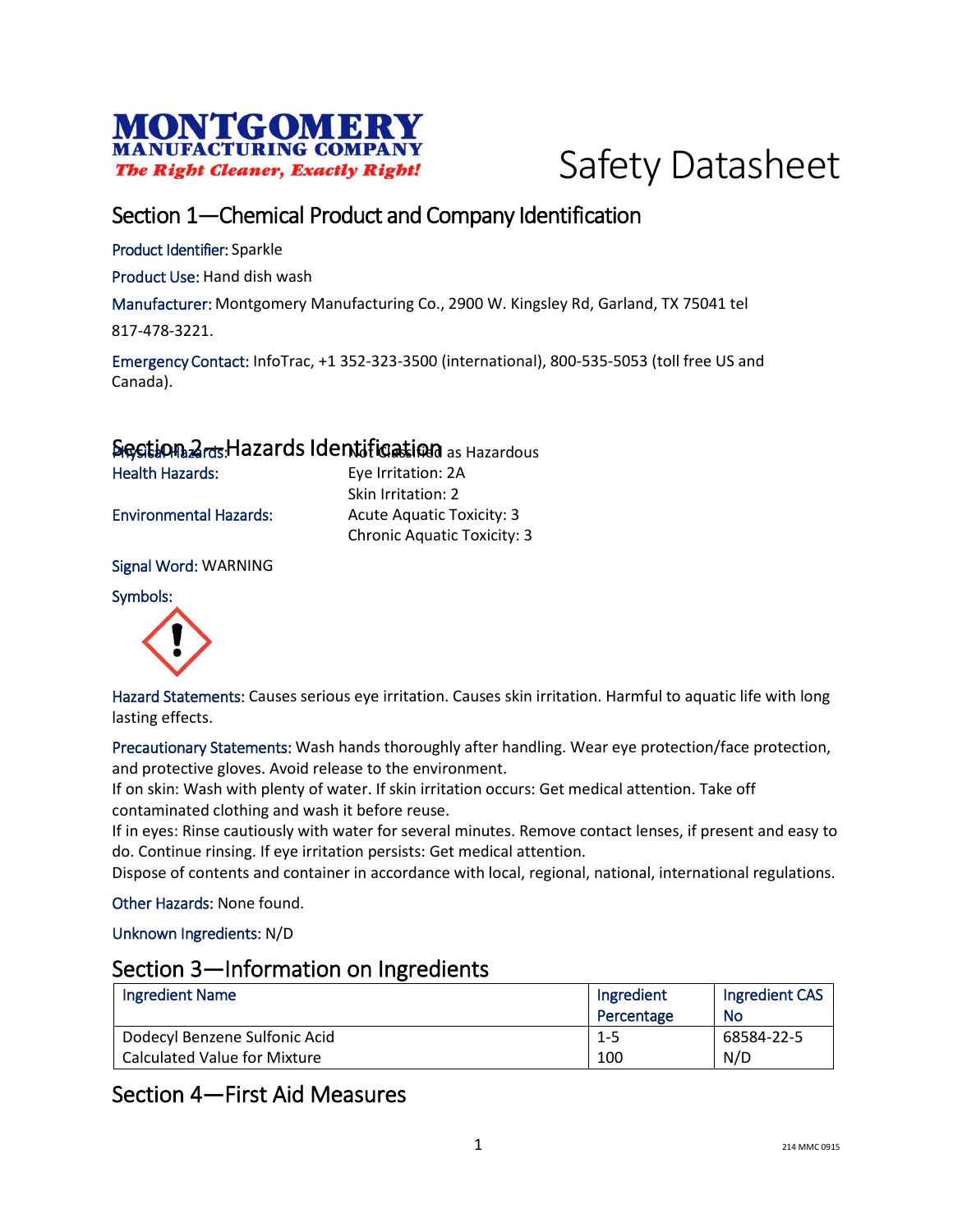**MONTGOMERY**
**MANUFACTURING COMPANY**
*The Right Cleaner, Exactly Right!*

# Safety Datasheet

## Section 1—Chemical Product and Company Identification

Product Identifier: Sparkle

Product Use: Hand dish wash

Manufacturer: Montgomery Manufacturing Co., 2900 W. Kingsley Rd, Garland, TX 75041 tel 817-478-3221.

Emergency Contact: InfoTrac, +1 352-323-3500 (international), 800-535-5053 (toll free US and Canada).

## Section 2—Hazards Identification

| | |
|---|---|
| Physical Hazards: | Not Classified as Hazardous |
| Health Hazards: | Eye Irritation: 2A<br>Skin Irritation: 2 |
| Environmental Hazards: | Acute Aquatic Toxicity: 3<br>Chronic Aquatic Toxicity: 3 |

Signal Word: WARNING

Symbols:

Hazard Statements: Causes serious eye irritation. Causes skin irritation. Harmful to aquatic life with long lasting effects.

Precautionary Statements: Wash hands thoroughly after handling. Wear eye protection/face protection, and protective gloves. Avoid release to the environment.
If on skin: Wash with plenty of water. If skin irritation occurs: Get medical attention. Take off contaminated clothing and wash it before reuse.
If in eyes: Rinse cautiously with water for several minutes. Remove contact lenses, if present and easy to do. Continue rinsing. If eye irritation persists: Get medical attention.
Dispose of contents and container in accordance with local, regional, national, international regulations.

Other Hazards: None found.

Unknown Ingredients: N/D

## Section 3—Information on Ingredients

| Ingredient Name | Ingredient Percentage | Ingredient CAS No |
|---|---|---|
| Dodecyl Benzene Sulfonic Acid | 1-5 | 68584-22-5 |
| Calculated Value for Mixture | 100 | N/D |

## Section 4—First Aid Measures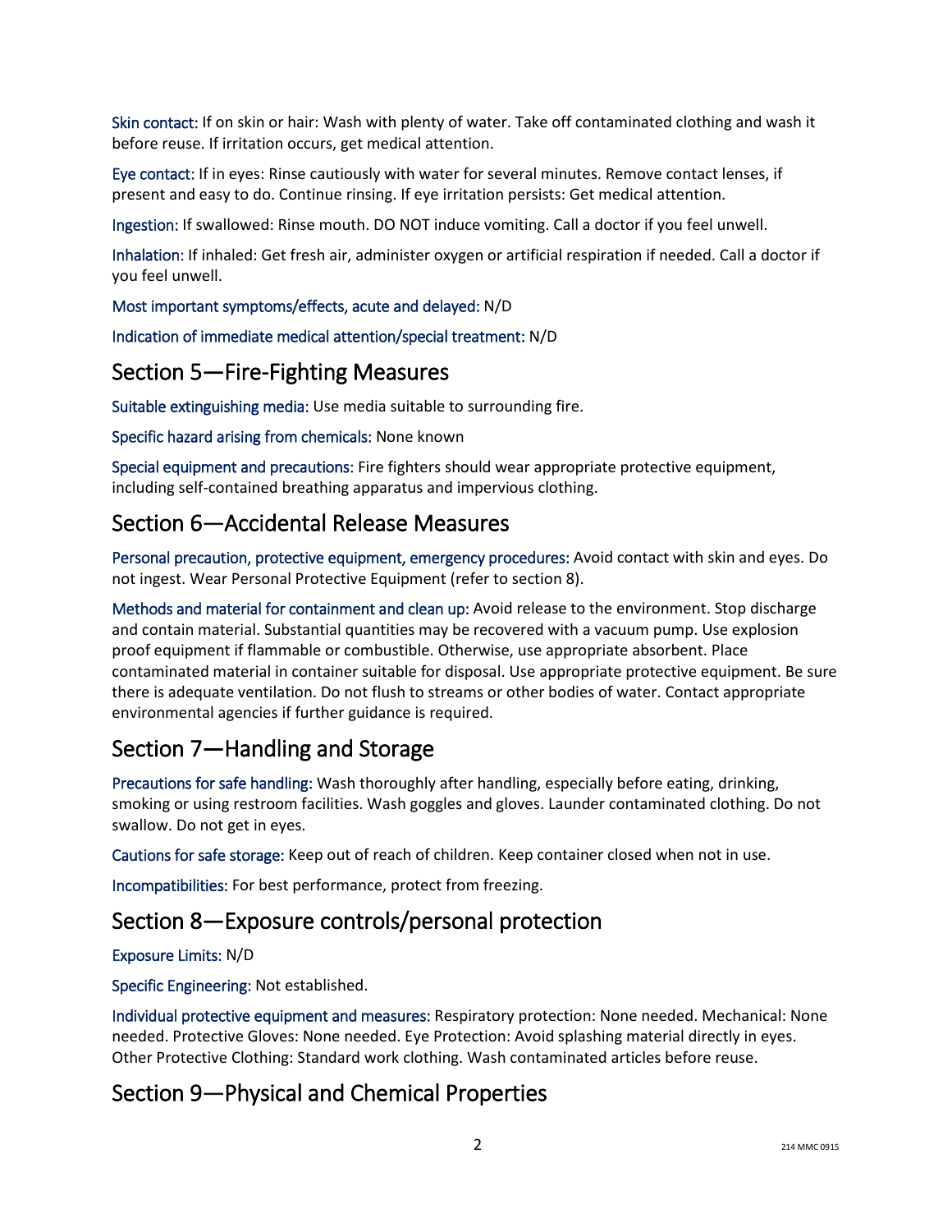Skin contact: If on skin or hair: Wash with plenty of water. Take off contaminated clothing and wash it before reuse. If irritation occurs, get medical attention.

Eye contact: If in eyes: Rinse cautiously with water for several minutes. Remove contact lenses, if present and easy to do. Continue rinsing. If eye irritation persists: Get medical attention.

Ingestion: If swallowed: Rinse mouth. DO NOT induce vomiting. Call a doctor if you feel unwell.

Inhalation: If inhaled: Get fresh air, administer oxygen or artificial respiration if needed. Call a doctor if you feel unwell.

Most important symptoms/effects, acute and delayed: N/D

Indication of immediate medical attention/special treatment: N/D

## Section 5—Fire-Fighting Measures

Suitable extinguishing media: Use media suitable to surrounding fire.

Specific hazard arising from chemicals: None known

Special equipment and precautions: Fire fighters should wear appropriate protective equipment, including self-contained breathing apparatus and impervious clothing.

## Section 6—Accidental Release Measures

Personal precaution, protective equipment, emergency procedures: Avoid contact with skin and eyes. Do not ingest. Wear Personal Protective Equipment (refer to section 8).

Methods and material for containment and clean up: Avoid release to the environment. Stop discharge and contain material. Substantial quantities may be recovered with a vacuum pump. Use explosion proof equipment if flammable or combustible. Otherwise, use appropriate absorbent. Place contaminated material in container suitable for disposal. Use appropriate protective equipment. Be sure there is adequate ventilation. Do not flush to streams or other bodies of water. Contact appropriate environmental agencies if further guidance is required.

## Section 7—Handling and Storage

Precautions for safe handling: Wash thoroughly after handling, especially before eating, drinking, smoking or using restroom facilities. Wash goggles and gloves. Launder contaminated clothing. Do not swallow. Do not get in eyes.

Cautions for safe storage: Keep out of reach of children. Keep container closed when not in use.

Incompatibilities: For best performance, protect from freezing.

## Section 8—Exposure controls/personal protection

Exposure Limits: N/D

Specific Engineering: Not established.

Individual protective equipment and measures: Respiratory protection: None needed. Mechanical: None needed. Protective Gloves: None needed. Eye Protection: Avoid splashing material directly in eyes. Other Protective Clothing: Standard work clothing. Wash contaminated articles before reuse.

## Section 9—Physical and Chemical Properties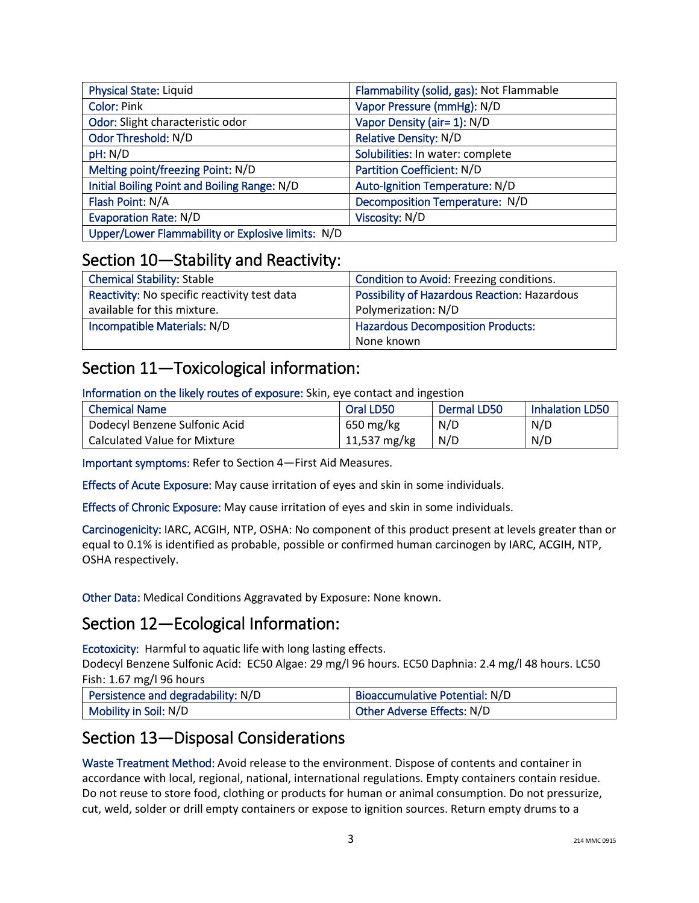| Physical State: Liquid | Flammability (solid, gas): Not Flammable |
|---|---|
| Color: Pink | Vapor Pressure (mmHg): N/D |
| Odor: Slight characteristic odor | Vapor Density (air= 1): N/D |
| Odor Threshold: N/D | Relative Density: N/D |
| pH: N/D | Solubilities: In water: complete |
| Melting point/freezing Point: N/D | Partition Coefficient: N/D |
| Initial Boiling Point and Boiling Range: N/D | Auto-Ignition Temperature: N/D |
| Flash Point: N/A | Decomposition Temperature: N/D |
| Evaporation Rate: N/D | Viscosity: N/D |
| Upper/Lower Flammability or Explosive limits: N/D | |

## Section 10—Stability and Reactivity:

| Chemical Stability: Stable | Condition to Avoid: Freezing conditions. |
|---|---|
| Reactivity: No specific reactivity test data available for this mixture. | Possibility of Hazardous Reaction: Hazardous Polymerization: N/D |
| Incompatible Materials: N/D | Hazardous Decomposition Products: None known |

## Section 11—Toxicological information:

Information on the likely routes of exposure: Skin, eye contact and ingestion

| Chemical Name | Oral LD50 | Dermal LD50 | Inhalation LD50 |
|---|---|---|---|
| Dodecyl Benzene Sulfonic Acid | 650 mg/kg | N/D | N/D |
| Calculated Value for Mixture | 11,537 mg/kg | N/D | N/D |

Important symptoms: Refer to Section 4—First Aid Measures.

Effects of Acute Exposure: May cause irritation of eyes and skin in some individuals.

Effects of Chronic Exposure: May cause irritation of eyes and skin in some individuals.

Carcinogenicity: IARC, ACGIH, NTP, OSHA: No component of this product present at levels greater than or equal to 0.1% is identified as probable, possible or confirmed human carcinogen by IARC, ACGIH, NTP, OSHA respectively.

Other Data: Medical Conditions Aggravated by Exposure: None known.

## Section 12—Ecological Information:

Ecotoxicity: Harmful to aquatic life with long lasting effects.
Dodecyl Benzene Sulfonic Acid: EC50 Algae: 29 mg/l 96 hours. EC50 Daphnia: 2.4 mg/l 48 hours. LC50 Fish: 1.67 mg/l 96 hours

| Persistence and degradability: N/D | Bioaccumulative Potential: N/D |
|---|---|
| Mobility in Soil: N/D | Other Adverse Effects: N/D |

## Section 13—Disposal Considerations

Waste Treatment Method: Avoid release to the environment. Dispose of contents and container in accordance with local, regional, national, international regulations. Empty containers contain residue. Do not reuse to store food, clothing or products for human or animal consumption. Do not pressurize, cut, weld, solder or drill empty containers or expose to ignition sources. Return empty drums to a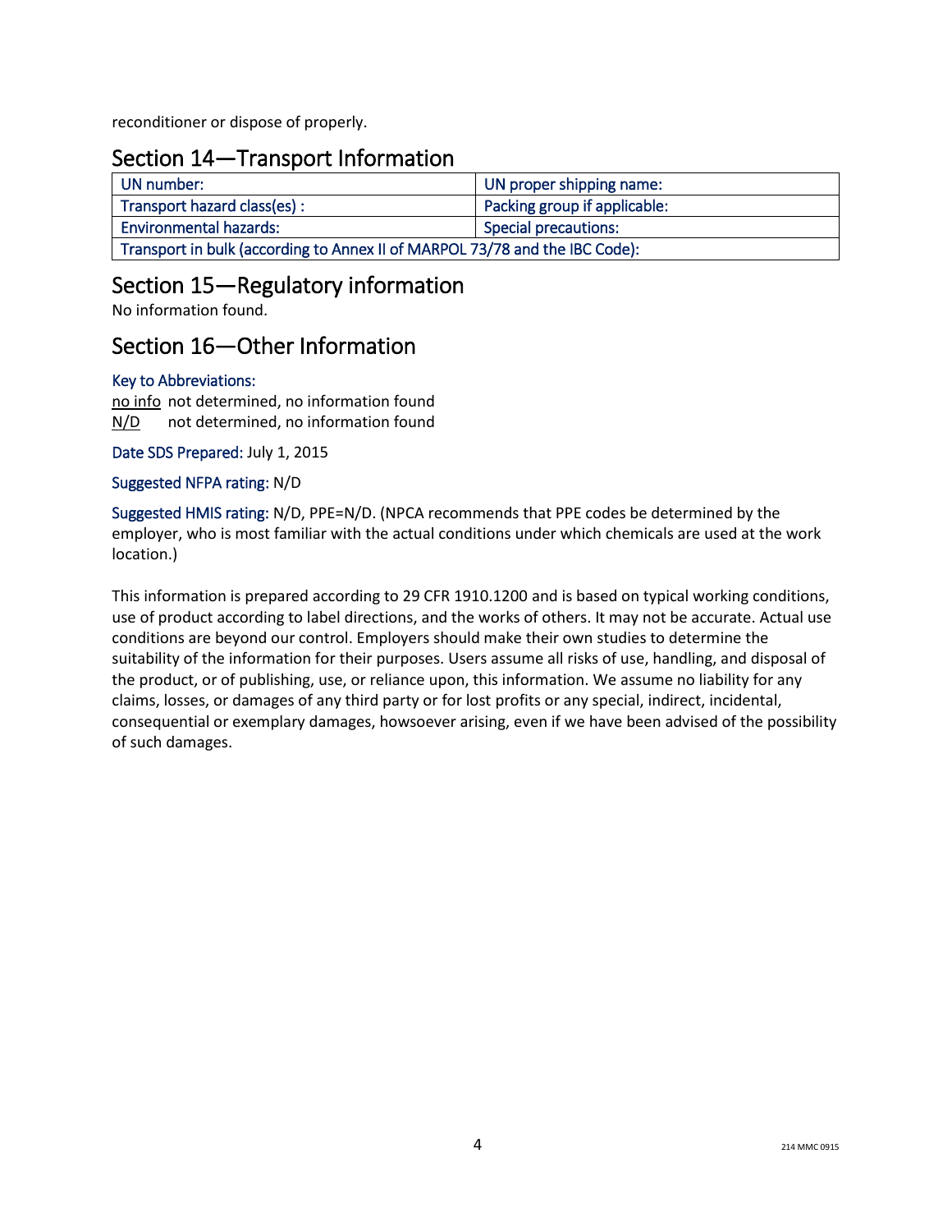reconditioner or dispose of properly.

## Section 14—Transport Information

| | |
|---|---|
| UN number: | UN proper shipping name: |
| Transport hazard class(es) : | Packing group if applicable: |
| Environmental hazards: | Special precautions: |
| Transport in bulk (according to Annex II of MARPOL 73/78 and the IBC Code): | |

## Section 15—Regulatory information

No information found.

## Section 16—Other Information

Key to Abbreviations:

no info not determined, no information found
N/D not determined, no information found

Date SDS Prepared: July 1, 2015

Suggested NFPA rating: N/D

Suggested HMIS rating: N/D, PPE=N/D. (NPCA recommends that PPE codes be determined by the employer, who is most familiar with the actual conditions under which chemicals are used at the work location.)

This information is prepared according to 29 CFR 1910.1200 and is based on typical working conditions, use of product according to label directions, and the works of others. It may not be accurate. Actual use conditions are beyond our control. Employers should make their own studies to determine the suitability of the information for their purposes. Users assume all risks of use, handling, and disposal of the product, or of publishing, use, or reliance upon, this information. We assume no liability for any claims, losses, or damages of any third party or for lost profits or any special, indirect, incidental, consequential or exemplary damages, howsoever arising, even if we have been advised of the possibility of such damages.